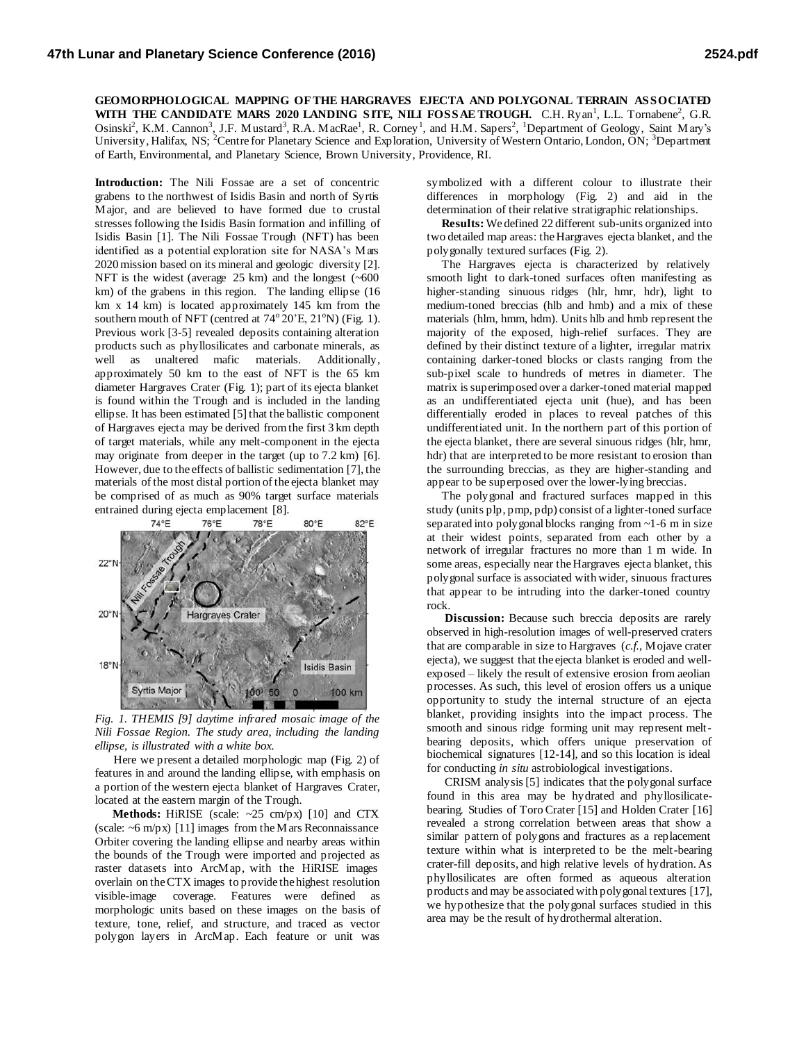**GEOMORPHOLOGICAL MAPPING OF THE HARGRAVES EJECTA AND POLYGONAL TERRAIN ASSOCIATED WITH THE CANDIDATE MARS 2020 LANDING SITE, NILI FOSSAE TROUGH.** C.H. Ryan[1], L.L. Tornabene[2], G.R. Osinski[2], K.M. Cannon[3], J.F. Mustard[3], R.A. MacRae[1], R. Corney[1], and H.M. Sapers[2], [1]Department of Geology, Saint Mary's University, Halifax, NS; [2]Centre for Planetary Science and Exploration, University of Western Ontario, London, ON; [3]Department of Earth, Environmental, and Planetary Science, Brown University, Providence, RI.

**Introduction:** The Nili Fossae are a set of concentric grabens to the northwest of Isidis Basin and north of Syrtis Major, and are believed to have formed due to crustal stresses following the Isidis Basin formation and infilling of Isidis Basin [1]. The Nili Fossae Trough (NFT) has been identified as a potential exploration site for NASA's Mars 2020 mission based on its mineral and geologic diversity [2]. NFT is the widest (average 25 km) and the longest (~600 km) of the grabens in this region. The landing ellipse (16 km x 14 km) is located approximately 145 km from the southern mouth of NFT (centred at 74°20'E, 21°N) (Fig. 1). Previous work [3-5] revealed deposits containing alteration products such as phyllosilicates and carbonate minerals, as well as unaltered mafic materials. Additionally, approximately 50 km to the east of NFT is the 65 km diameter Hargraves Crater (Fig. 1); part of its ejecta blanket is found within the Trough and is included in the landing ellipse. It has been estimated [5] that the ballistic component of Hargraves ejecta may be derived from the first 3 km depth of target materials, while any melt-component in the ejecta may originate from deeper in the target (up to 7.2 km) [6]. However, due to the effects of ballistic sedimentation [7], the materials of the most distal portion of the ejecta blanket may be comprised of as much as 90% target surface materials entrained during ejecta emplacement [8].

*Fig. 1. THEMIS [9] daytime infrared mosaic image of the Nili Fossae Region. The study area, including the landing ellipse, is illustrated with a white box.*

Here we present a detailed morphologic map (Fig. 2) of features in and around the landing ellipse, with emphasis on a portion of the western ejecta blanket of Hargraves Crater, located at the eastern margin of the Trough.

**Methods:** HiRISE (scale: ~25 cm/px) [10] and CTX (scale: ~6 m/px) [11] images from the Mars Reconnaissance Orbiter covering the landing ellipse and nearby areas within the bounds of the Trough were imported and projected as raster datasets into ArcMap, with the HiRISE images overlain on the CTX images to provide the highest resolution visible-image coverage. Features were defined as morphologic units based on these images on the basis of texture, tone, relief, and structure, and traced as vector polygon layers in ArcMap. Each feature or unit was symbolized with a different colour to illustrate their differences in morphology (Fig. 2) and aid in the determination of their relative stratigraphic relationships.

**Results:** We defined 22 different sub-units organized into two detailed map areas: the Hargraves ejecta blanket, and the polygonally textured surfaces (Fig. 2).

The Hargraves ejecta is characterized by relatively smooth light to dark-toned surfaces often manifesting as higher-standing sinuous ridges (hlr, hmr, hdr), light to medium-toned breccias (hlb and hmb) and a mix of these materials (hlm, hmm, hdm). Units hlb and hmb represent the majority of the exposed, high-relief surfaces. They are defined by their distinct texture of a lighter, irregular matrix containing darker-toned blocks or clasts ranging from the sub-pixel scale to hundreds of metres in diameter. The matrix is superimposed over a darker-toned material mapped as an undifferentiated ejecta unit (hue), and has been differentially eroded in places to reveal patches of this undifferentiated unit. In the northern part of this portion of the ejecta blanket, there are several sinuous ridges (hlr, hmr, hdr) that are interpreted to be more resistant to erosion than the surrounding breccias, as they are higher-standing and appear to be superposed over the lower-lying breccias.

The polygonal and fractured surfaces mapped in this study (units plp, pmp, pdp) consist of a lighter-toned surface separated into polygonal blocks ranging from ~1-6 m in size at their widest points, separated from each other by a network of irregular fractures no more than 1 m wide. In some areas, especially near the Hargraves ejecta blanket, this polygonal surface is associated with wider, sinuous fractures that appear to be intruding into the darker-toned country rock.

**Discussion:** Because such breccia deposits are rarely observed in high-resolution images of well-preserved craters that are comparable in size to Hargraves (*c.f.*, Mojave crater ejecta), we suggest that the ejecta blanket is eroded and well-exposed – likely the result of extensive erosion from aeolian processes. As such, this level of erosion offers us a unique opportunity to study the internal structure of an ejecta blanket, providing insights into the impact process. The smooth and sinous ridge forming unit may represent melt-bearing deposits, which offers unique preservation of biochemical signatures [12-14], and so this location is ideal for conducting *in situ* astrobiological investigations.

CRISM analysis [5] indicates that the polygonal surface found in this area may be hydrated and phyllosilicate-bearing. Studies of Toro Crater [15] and Holden Crater [16] revealed a strong correlation between areas that show a similar pattern of polygons and fractures as a replacement texture within what is interpreted to be the melt-bearing crater-fill deposits, and high relative levels of hydration. As phyllosilicates are often formed as aqueous alteration products and may be associated with polygonal textures [17], we hypothesize that the polygonal surfaces studied in this area may be the result of hydrothermal alteration.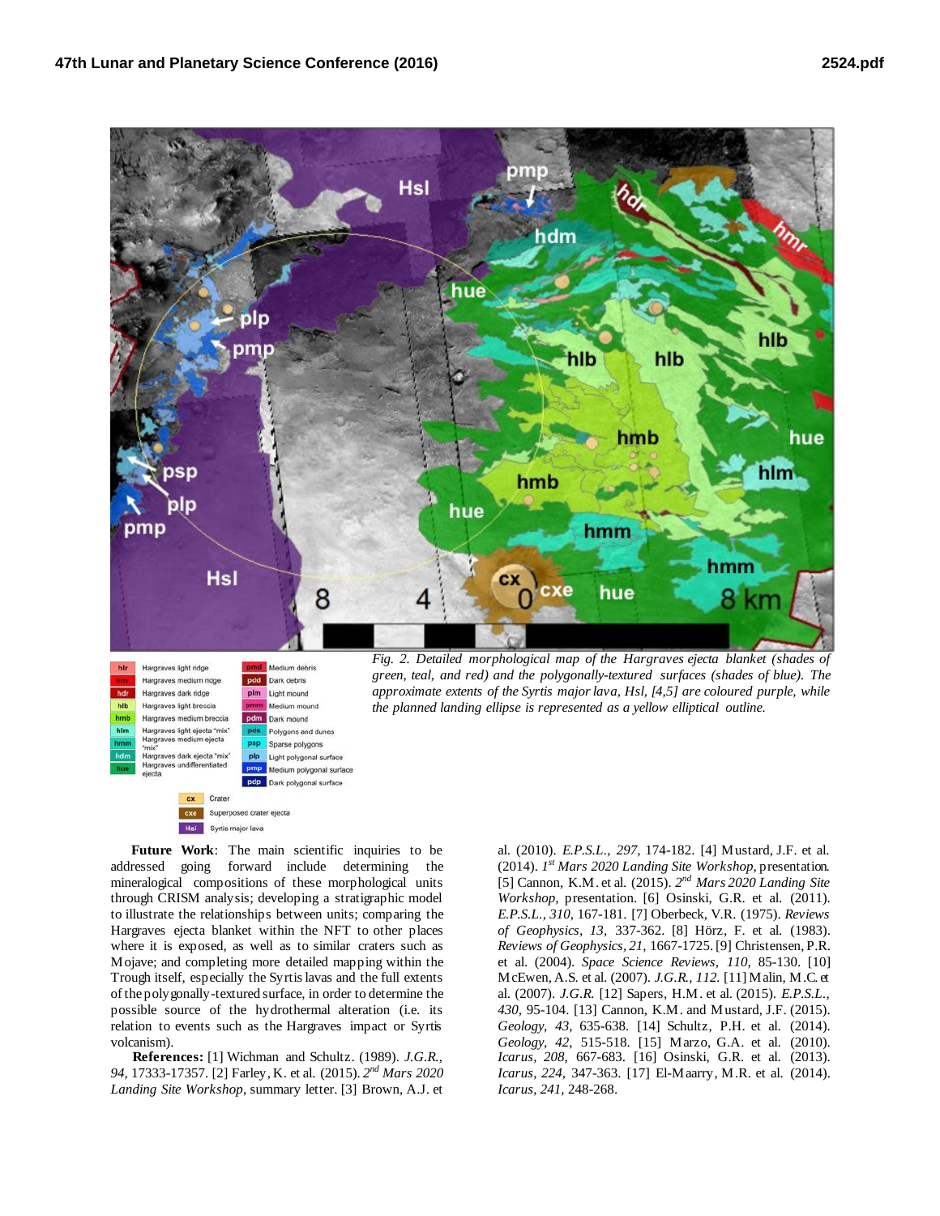*Fig. 2. Detailed morphological map of the Hargraves ejecta blanket (shades of green, teal, and red) and the polygonally-textured surfaces (shades of blue). The approximate extents of the Syrtis major lava, Hsl, [4,5] are coloured purple, while the planned landing ellipse is represented as a yellow elliptical outline.*

**Future Work**: The main scientific inquiries to be addressed going forward include determining the mineralogical compositions of these morphological units through CRISM analysis; developing a stratigraphic model to illustrate the relationships between units; comparing the Hargraves ejecta blanket within the NFT to other places where it is exposed, as well as to similar craters such as Mojave; and completing more detailed mapping within the Trough itself, especially the Syrtis lavas and the full extents of the polygonally-textured surface, in order to determine the possible source of the hydrothermal alteration (i.e. its relation to events such as the Hargraves impact or Syrtis volcanism).

**References:** [1] Wichman and Schultz. (1989). *J.G.R., 94,* 17333-17357. [2] Farley, K. et al. (2015). *2nd Mars 2020 Landing Site Workshop*, summary letter. [3] Brown, A.J. et al. (2010). *E.P.S.L., 297,* 174-182. [4] Mustard, J.F. et al. (2014). *1st Mars 2020 Landing Site Workshop,* presentation. [5] Cannon, K.M. et al. (2015). *2nd Mars 2020 Landing Site Workshop,* presentation. [6] Osinski, G.R. et al. (2011). *E.P.S.L., 310,* 167-181. [7] Oberbeck, V.R. (1975). *Reviews of Geophysics, 13,* 337-362. [8] Hörz, F. et al. (1983). *Reviews of Geophysics, 21,* 1667-1725. [9] Christensen, P.R. et al. (2004). *Space Science Reviews, 110,* 85-130. [10] McEwen, A.S. et al. (2007). *J.G.R., 112.* [11] Malin, M.C. et al. (2007). *J.G.R.* [12] Sapers, H.M. et al. (2015). *E.P.S.L., 430,* 95-104. [13] Cannon, K.M. and Mustard, J.F. (2015). *Geology, 43,* 635-638. [14] Schultz, P.H. et al. (2014). *Geology, 42,* 515-518. [15] Marzo, G.A. et al. (2010). *Icarus, 208,* 667-683. [16] Osinski, G.R. et al. (2013). *Icarus, 224,* 347-363. [17] El-Maarry, M.R. et al. (2014). *Icarus, 241,* 248-268.